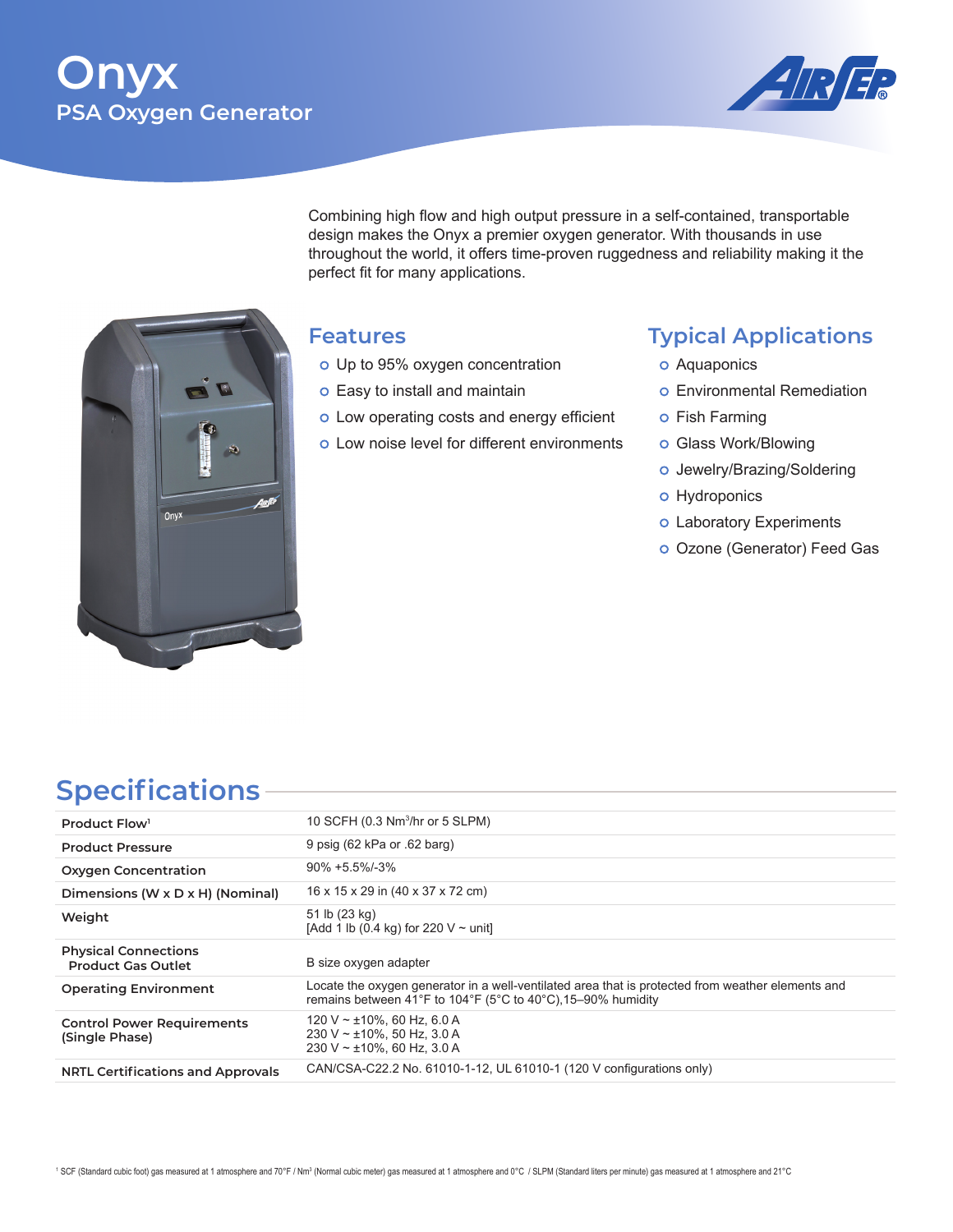# Onyx

## PSA Oxygen Generator

Combining high flow and high output pressure in a self-contained, transportable design makes the Onyx a premier oxygen generator. With thousands in use throughout the world, it offers time-proven ruggedness and reliability making it the perfect fit for many applications.

## Features

- Up to 95% oxygen concentration
- Easy to install and maintain
- Low operating costs and energy efficient
- Low noise level for different environments

## Typical Applications

- Aquaponics
- Environmental Remediation
- Fish Farming
- Glass Work/Blowing
- Jewelry/Brazing/Soldering
- Hydroponics
- Laboratory Experiments
- Ozone (Generator) Feed Gas

## Specifications

| | |
|---|---|
| **Product Flow**[1] | 10 SCFH (0.3 $Nm^3$/hr or 5 SLPM) |
| **Product Pressure** | 9 psig (62 kPa or .62 barg) |
| **Oxygen Concentration** | 90% +5.5%/-3% |
| **Dimensions (W x D x H) (Nominal)** | 16 x 15 x 29 in (40 x 37 x 72 cm) |
| **Weight** | 51 lb (23 kg)<br>[Add 1 lb (0.4 kg) for 220 V ~ unit] |
| **Physical Connections**<br>**Product Gas Outlet** | B size oxygen adapter |
| **Operating Environment** | Locate the oxygen generator in a well-ventilated area that is protected from weather elements and remains between 41°F to 104°F (5°C to 40°C),15–90% humidity |
| **Control Power Requirements (Single Phase)** | 120 V ~ ±10%, 60 Hz, 6.0 A<br>230 V ~ ±10%, 50 Hz, 3.0 A<br>230 V ~ ±10%, 60 Hz, 3.0 A |
| **NRTL Certifications and Approvals** | CAN/CSA-C22.2 No. 61010-1-12, UL 61010-1 (120 V configurations only) |

[1] SCF (Standard cubic foot) gas measured at 1 atmosphere and 70°F / $Nm^3$ (Normal cubic meter) gas measured at 1 atmosphere and 0°C / SLPM (Standard liters per minute) gas measured at 1 atmosphere and 21°C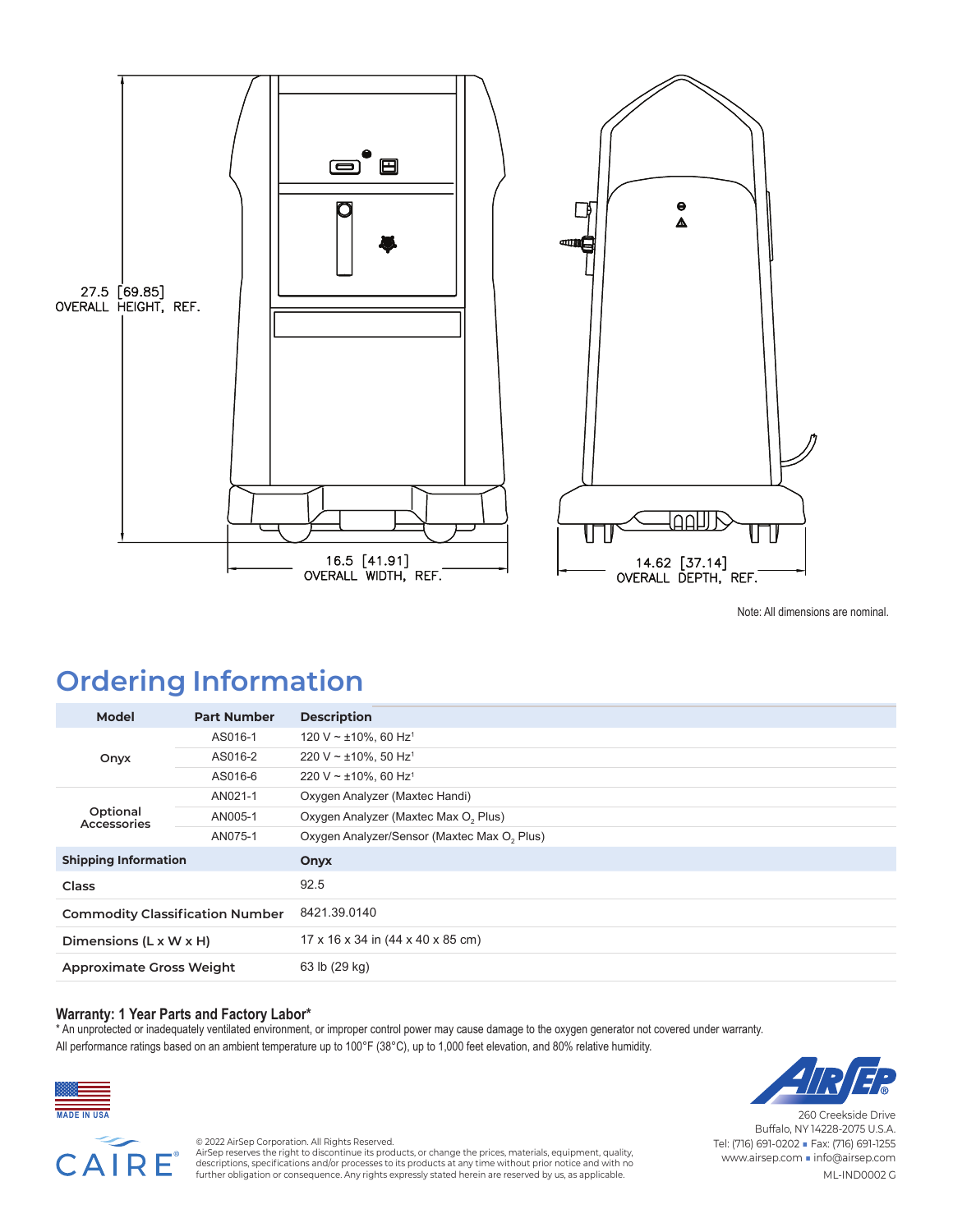27.5 [69.85]
OVERALL HEIGHT, REF.

16.5 [41.91]
OVERALL WIDTH, REF.

14.62 [37.14]
OVERALL DEPTH, REF.

Note: All dimensions are nominal.

## Ordering Information

| Model | Part Number | Description |
|---|---|---|
| Onyx | AS016-1 | 120 V ~ ±10%, 60 Hz[1] |
| | AS016-2 | 220 V ~ ±10%, 50 Hz[1] |
| | AS016-6 | 220 V ~ ±10%, 60 Hz[1] |
| Optional Accessories | AN021-1 | Oxygen Analyzer (Maxtec Handi) |
| | AN005-1 | Oxygen Analyzer (Maxtec Max $O_2$ Plus) |
| | AN075-1 | Oxygen Analyzer/Sensor (Maxtec Max $O_2$ Plus) |

| Shipping Information | Onyx |
|---|---|
| Class | 92.5 |
| Commodity Classification Number | 8421.39.0140 |
| Dimensions (L x W x H) | 17 x 16 x 34 in (44 x 40 x 85 cm) |
| Approximate Gross Weight | 63 lb (29 kg) |

**Warranty: 1 Year Parts and Factory Labor***

* An unprotected or inadequately ventilated environment, or improper control power may cause damage to the oxygen generator not covered under warranty.

All performance ratings based on an ambient temperature up to 100°F (38°C), up to 1,000 feet elevation, and 80% relative humidity.

MADE IN USA

CAIRE®

© 2022 AirSep Corporation. All Rights Reserved.
AirSep reserves the right to discontinue its products, or change the prices, materials, equipment, quality, descriptions, specifications and/or processes to its products at any time without prior notice and with no further obligation or consequence. Any rights expressly stated herein are reserved by us, as applicable.

AIRSEP®

260 Creekside Drive
Buffalo, NY 14228-2075 U.S.A.
Tel: (716) 691-0202 ■ Fax: (716) 691-1255
www.airsep.com ■ info@airsep.com

ML-IND0002 G